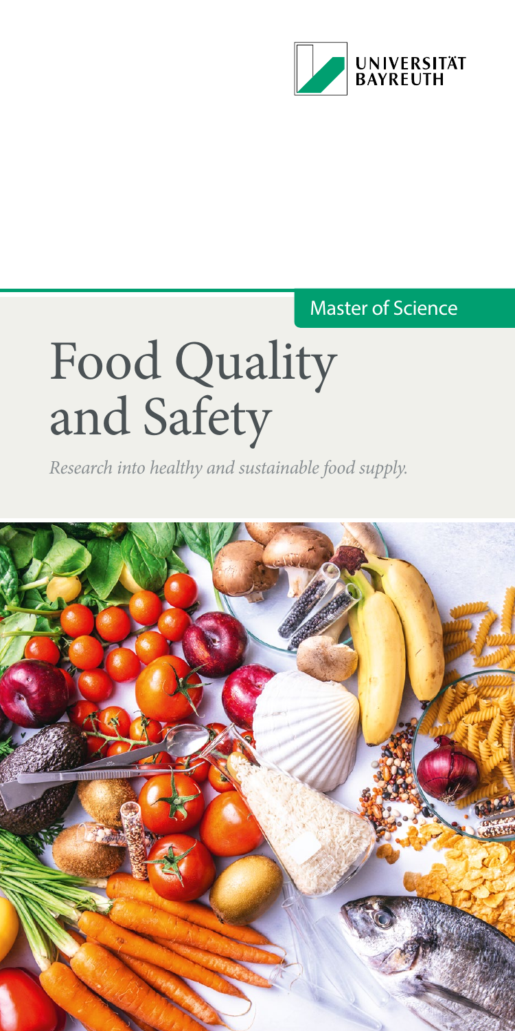UNIVERSITÄT BAYREUTH

Master of Science

# Food Quality and Safety

*Research into healthy and sustainable food supply.*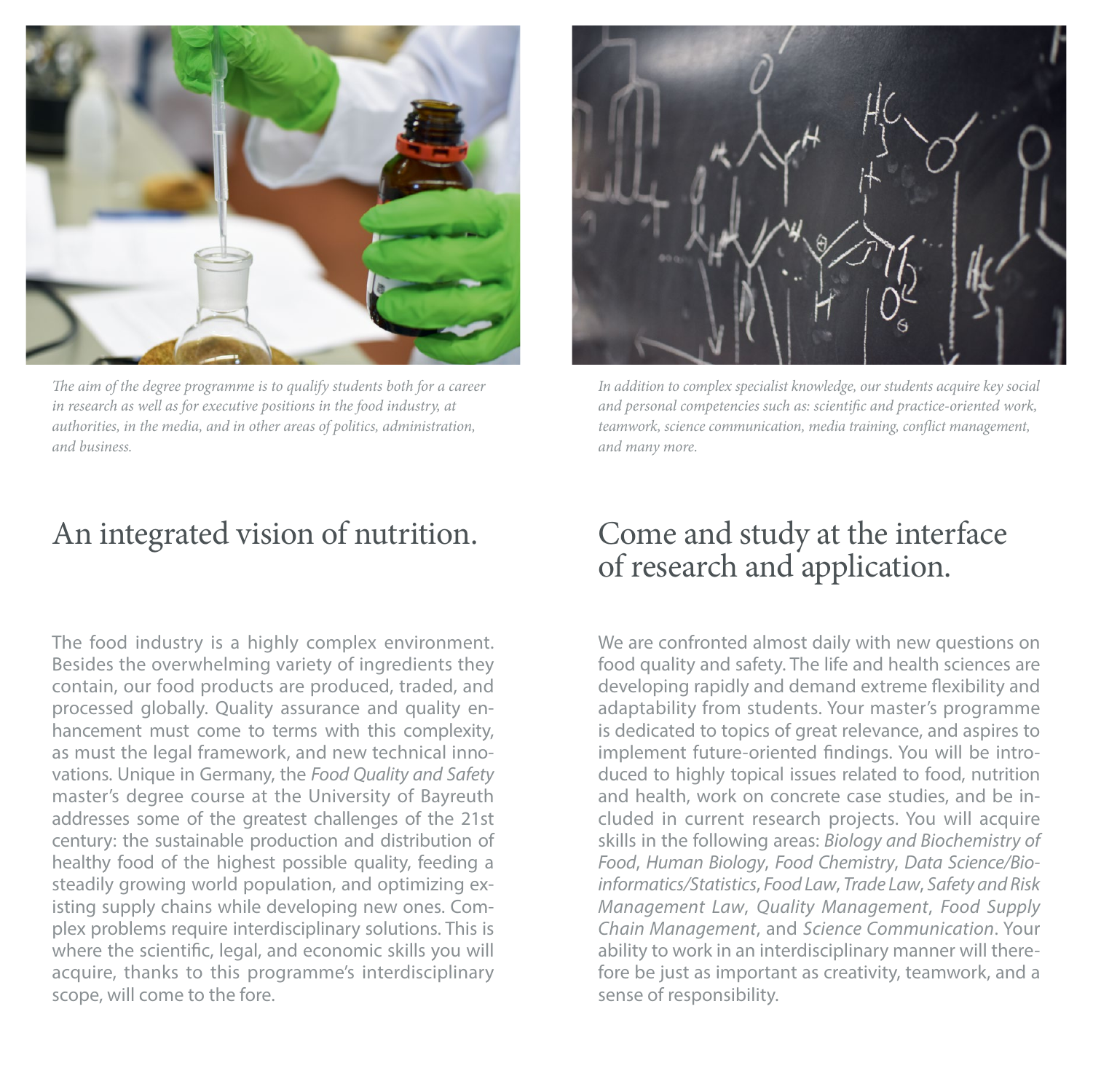*The aim of the degree programme is to qualify students both for a career in research as well as for executive positions in the food industry, at authorities, in the media, and in other areas of politics, administration, and business.*

## An integrated vision of nutrition.

The food industry is a highly complex environment. Besides the overwhelming variety of ingredients they contain, our food products are produced, traded, and processed globally. Quality assurance and quality enhancement must come to terms with this complexity, as must the legal framework, and new technical innovations. Unique in Germany, the *Food Quality and Safety* master's degree course at the University of Bayreuth addresses some of the greatest challenges of the 21st century: the sustainable production and distribution of healthy food of the highest possible quality, feeding a steadily growing world population, and optimizing existing supply chains while developing new ones. Complex problems require interdisciplinary solutions. This is where the scientific, legal, and economic skills you will acquire, thanks to this programme's interdisciplinary scope, will come to the fore.

*In addition to complex specialist knowledge, our students acquire key social and personal competencies such as: scientific and practice-oriented work, teamwork, science communication, media training, conflict management, and many more.*

## Come and study at the interface of research and application.

We are confronted almost daily with new questions on food quality and safety. The life and health sciences are developing rapidly and demand extreme flexibility and adaptability from students. Your master's programme is dedicated to topics of great relevance, and aspires to implement future-oriented findings. You will be introduced to highly topical issues related to food, nutrition and health, work on concrete case studies, and be included in current research projects. You will acquire skills in the following areas: *Biology and Biochemistry of Food*, *Human Biology*, *Food Chemistry*, *Data Science/Bioinformatics/Statistics*, *Food Law*, *Trade Law*, *Safety and Risk Management Law*, *Quality Management*, *Food Supply Chain Management*, and *Science Communication*. Your ability to work in an interdisciplinary manner will therefore be just as important as creativity, teamwork, and a sense of responsibility.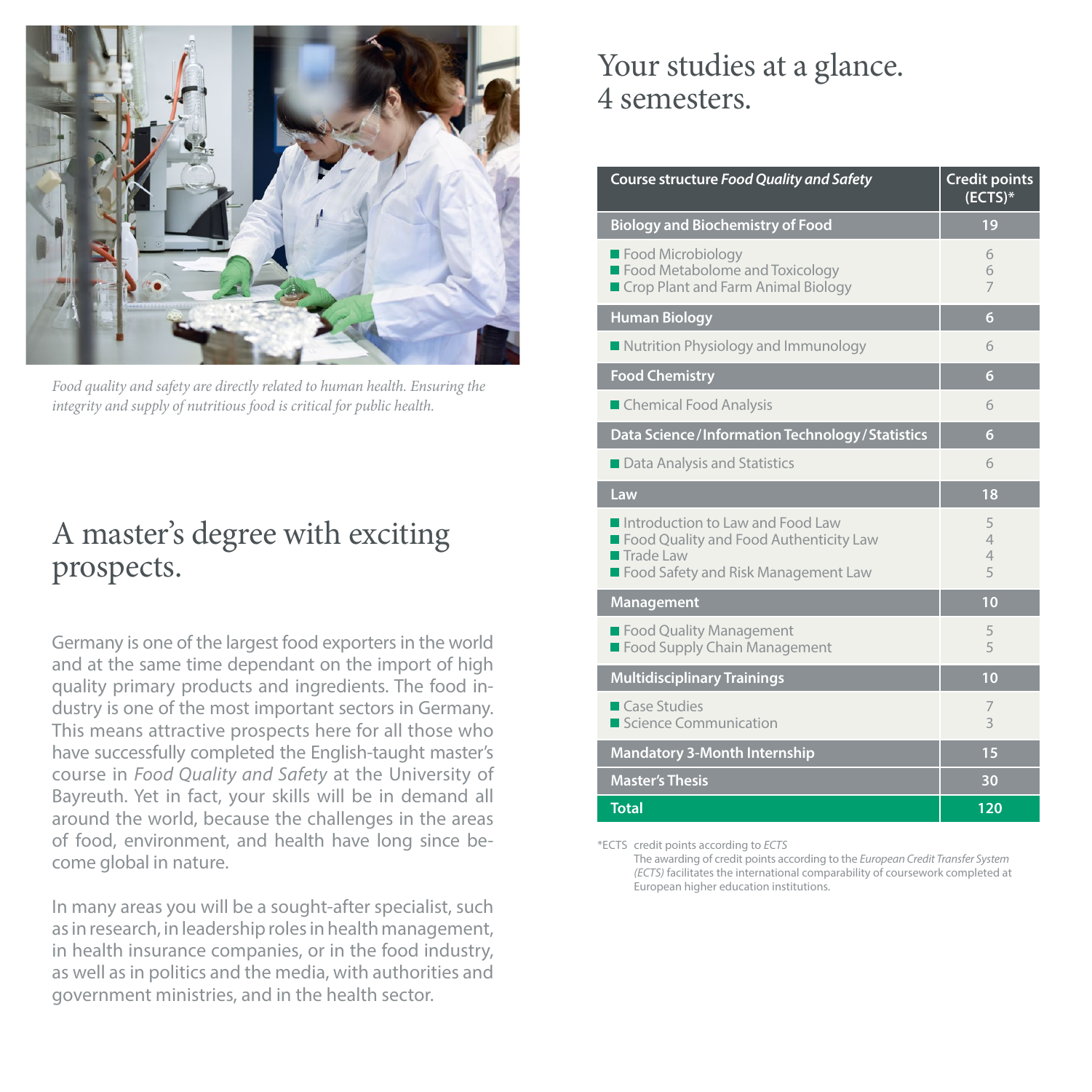*Food quality and safety are directly related to human health. Ensuring the integrity and supply of nutritious food is critical for public health.*

# A master's degree with exciting prospects.

Germany is one of the largest food exporters in the world and at the same time dependant on the import of high quality primary products and ingredients. The food industry is one of the most important sectors in Germany. This means attractive prospects here for all those who have successfully completed the English-taught master's course in *Food Quality and Safety* at the University of Bayreuth. Yet in fact, your skills will be in demand all around the world, because the challenges in the areas of food, environment, and health have long since become global in nature.

In many areas you will be a sought-after specialist, such as in research, in leadership roles in health management, in health insurance companies, or in the food industry, as well as in politics and the media, with authorities and government ministries, and in the health sector.

# Your studies at a glance. 4 semesters.

| Course structure *Food Quality and Safety* | Credit points (ECTS)* |
|---|---|
| **Biology and Biochemistry of Food** | **19** |
| Food Microbiology | 6 |
| Food Metabolome and Toxicology | 6 |
| Crop Plant and Farm Animal Biology | 7 |
| **Human Biology** | **6** |
| Nutrition Physiology and Immunology | 6 |
| **Food Chemistry** | **6** |
| Chemical Food Analysis | 6 |
| **Data Science / Information Technology / Statistics** | **6** |
| Data Analysis and Statistics | 6 |
| **Law** | **18** |
| Introduction to Law and Food Law | 5 |
| Food Quality and Food Authenticity Law | 4 |
| Trade Law | 4 |
| Food Safety and Risk Management Law | 5 |
| **Management** | **10** |
| Food Quality Management | 5 |
| Food Supply Chain Management | 5 |
| **Multidisciplinary Trainings** | **10** |
| Case Studies | 7 |
| Science Communication | 3 |
| **Mandatory 3-Month Internship** | **15** |
| **Master's Thesis** | **30** |
| **Total** | **120** |

*ECTS credit points according to *ECTS*
The awarding of credit points according to the *European Credit Transfer System (ECTS)* facilitates the international comparability of coursework completed at European higher education institutions.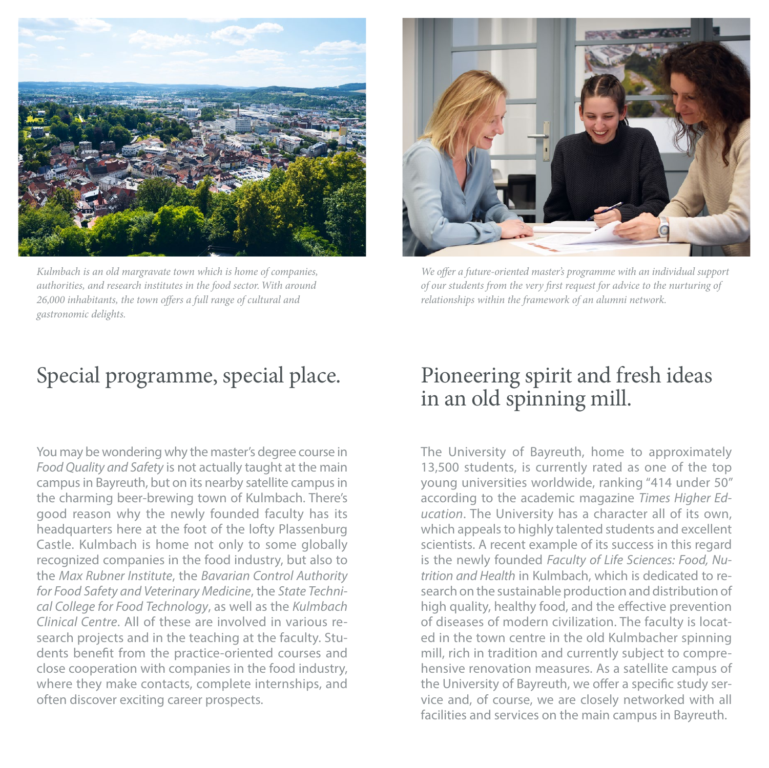*Kulmbach is an old margravate town which is home of companies, authorities, and research institutes in the food sector. With around 26,000 inhabitants, the town offers a full range of cultural and gastronomic delights.*

## Special programme, special place.

You may be wondering why the master's degree course in *Food Quality and Safety* is not actually taught at the main campus in Bayreuth, but on its nearby satellite campus in the charming beer-brewing town of Kulmbach. There's good reason why the newly founded faculty has its headquarters here at the foot of the lofty Plassenburg Castle. Kulmbach is home not only to some globally recognized companies in the food industry, but also to the *Max Rubner Institute*, the *Bavarian Control Authority for Food Safety and Veterinary Medicine*, the *State Technical College for Food Technology*, as well as the *Kulmbach Clinical Centre*. All of these are involved in various research projects and in the teaching at the faculty. Students benefit from the practice-oriented courses and close cooperation with companies in the food industry, where they make contacts, complete internships, and often discover exciting career prospects.

*We offer a future-oriented master's programme with an individual support of our students from the very first request for advice to the nurturing of relationships within the framework of an alumni network.*

## Pioneering spirit and fresh ideas in an old spinning mill.

The University of Bayreuth, home to approximately 13,500 students, is currently rated as one of the top young universities worldwide, ranking "414 under 50" according to the academic magazine *Times Higher Education*. The University has a character all of its own, which appeals to highly talented students and excellent scientists. A recent example of its success in this regard is the newly founded *Faculty of Life Sciences: Food, Nutrition and Health* in Kulmbach, which is dedicated to research on the sustainable production and distribution of high quality, healthy food, and the effective prevention of diseases of modern civilization. The faculty is located in the town centre in the old Kulmbacher spinning mill, rich in tradition and currently subject to comprehensive renovation measures. As a satellite campus of the University of Bayreuth, we offer a specific study service and, of course, we are closely networked with all facilities and services on the main campus in Bayreuth.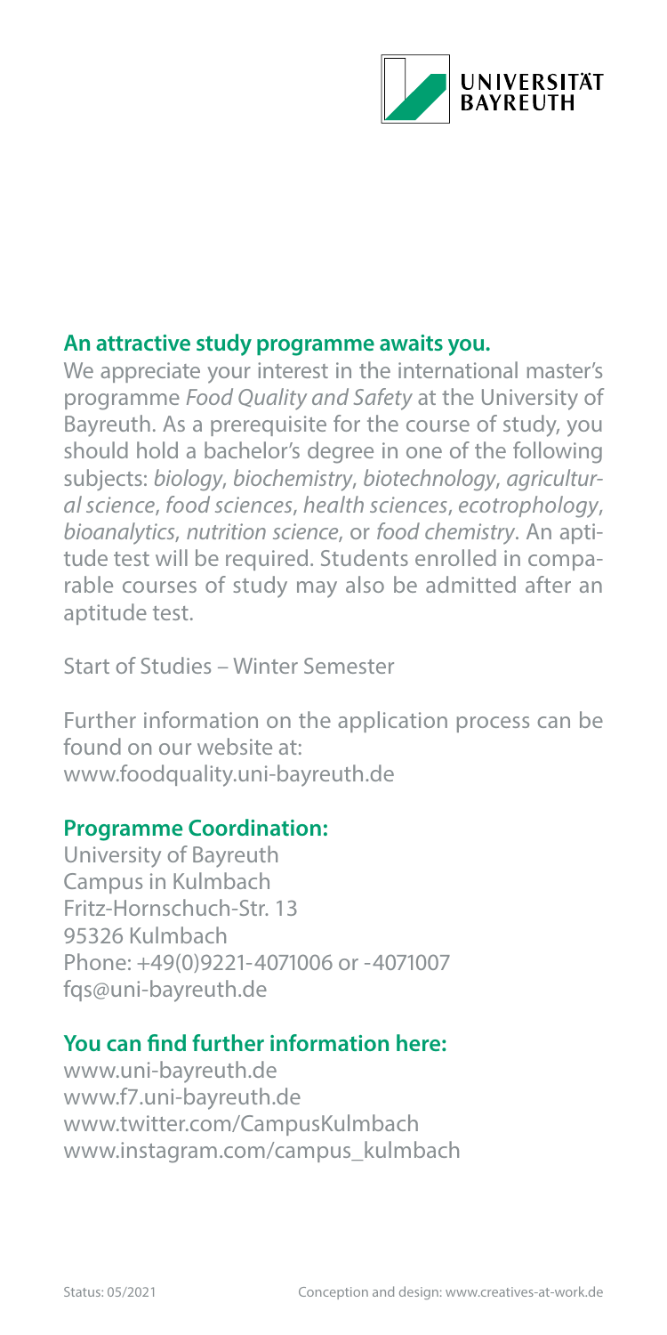UNIVERSITÄT BAYREUTH

## An attractive study programme awaits you.

We appreciate your interest in the international master's programme *Food Quality and Safety* at the University of Bayreuth. As a prerequisite for the course of study, you should hold a bachelor's degree in one of the following subjects: *biology*, *biochemistry*, *biotechnology*, *agricultural science*, *food sciences*, *health sciences*, *ecotrophology*, *bioanalytics*, *nutrition science*, or *food chemistry*. An aptitude test will be required. Students enrolled in comparable courses of study may also be admitted after an aptitude test.

Start of Studies – Winter Semester

Further information on the application process can be found on our website at:
www.foodquality.uni-bayreuth.de

## Programme Coordination:

University of Bayreuth
Campus in Kulmbach
Fritz-Hornschuch-Str. 13
95326 Kulmbach
Phone: +49(0)9221-4071006 or -4071007
fqs@uni-bayreuth.de

## You can find further information here:

www.uni-bayreuth.de
www.f7.uni-bayreuth.de
www.twitter.com/CampusKulmbach
www.instagram.com/campus_kulmbach

Status: 05/2021

Conception and design: www.creatives-at-work.de